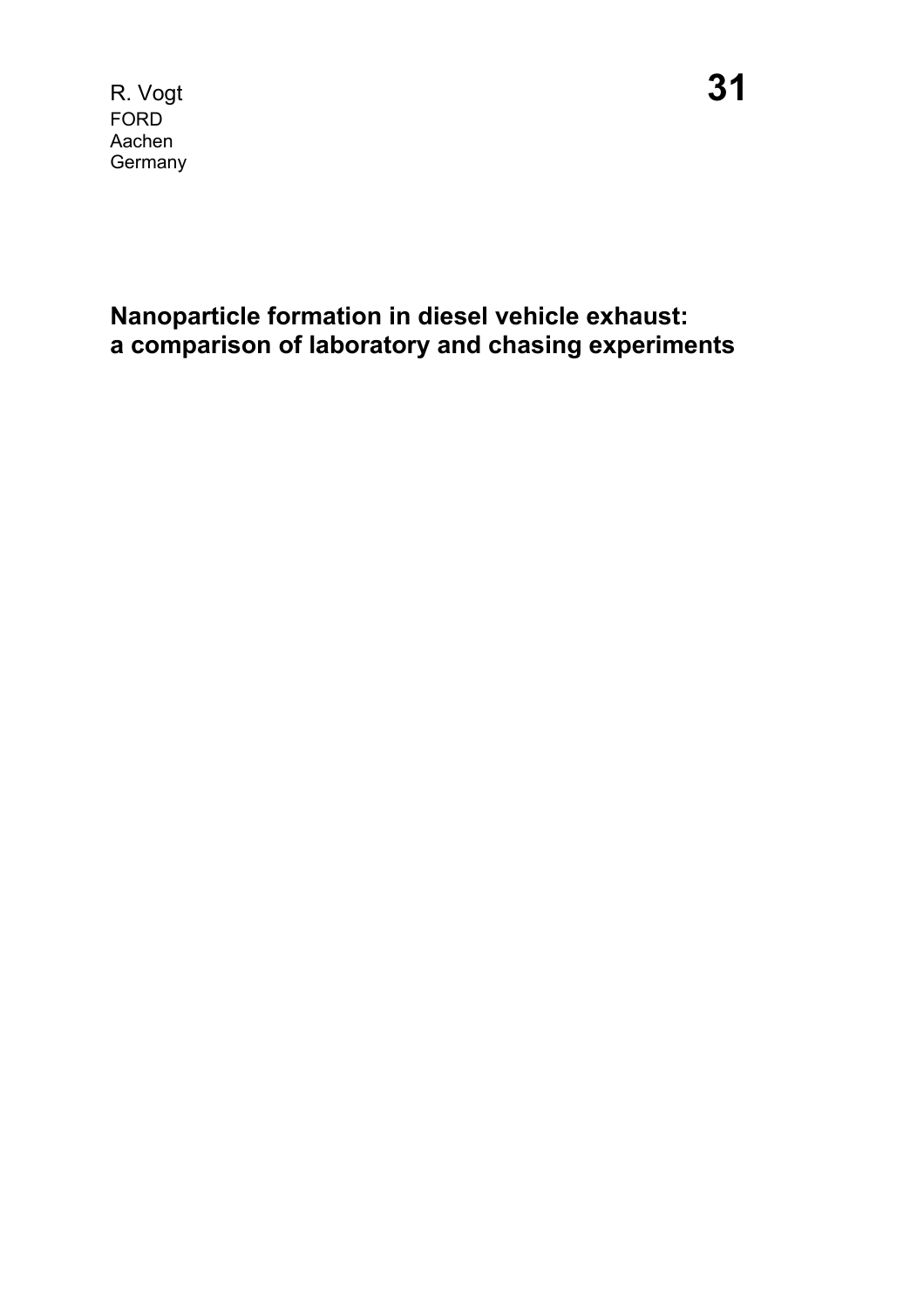R. Vogt
FORD
Aachen
Germany

**31**

# Nanoparticle formation in diesel vehicle exhaust: a comparison of laboratory and chasing experiments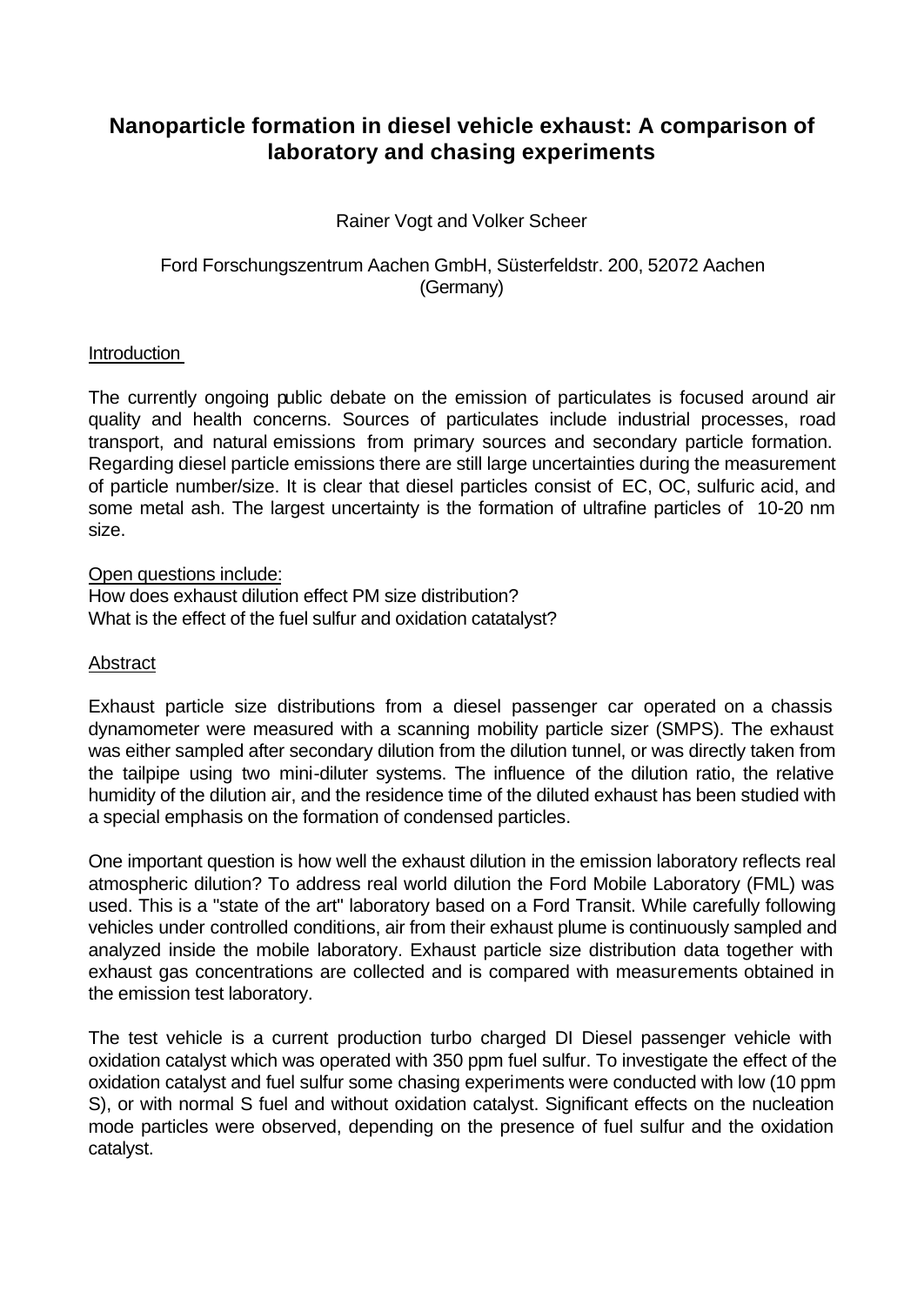# Nanoparticle formation in diesel vehicle exhaust: A comparison of laboratory and chasing experiments

Rainer Vogt and Volker Scheer

Ford Forschungszentrum Aachen GmbH, Süsterfeldstr. 200, 52072 Aachen (Germany)

## Introduction

The currently ongoing public debate on the emission of particulates is focused around air quality and health concerns. Sources of particulates include industrial processes, road transport, and natural emissions from primary sources and secondary particle formation. Regarding diesel particle emissions there are still large uncertainties during the measurement of particle number/size. It is clear that diesel particles consist of EC, OC, sulfuric acid, and some metal ash. The largest uncertainty is the formation of ultrafine particles of 10-20 nm size.

Open questions include:

How does exhaust dilution effect PM size distribution?

What is the effect of the fuel sulfur and oxidation catatalyst?

## Abstract

Exhaust particle size distributions from a diesel passenger car operated on a chassis dynamometer were measured with a scanning mobility particle sizer (SMPS). The exhaust was either sampled after secondary dilution from the dilution tunnel, or was directly taken from the tailpipe using two mini-diluter systems. The influence of the dilution ratio, the relative humidity of the dilution air, and the residence time of the diluted exhaust has been studied with a special emphasis on the formation of condensed particles.

One important question is how well the exhaust dilution in the emission laboratory reflects real atmospheric dilution? To address real world dilution the Ford Mobile Laboratory (FML) was used. This is a "state of the art" laboratory based on a Ford Transit. While carefully following vehicles under controlled conditions, air from their exhaust plume is continuously sampled and analyzed inside the mobile laboratory. Exhaust particle size distribution data together with exhaust gas concentrations are collected and is compared with measurements obtained in the emission test laboratory.

The test vehicle is a current production turbo charged DI Diesel passenger vehicle with oxidation catalyst which was operated with 350 ppm fuel sulfur. To investigate the effect of the oxidation catalyst and fuel sulfur some chasing experiments were conducted with low (10 ppm S), or with normal S fuel and without oxidation catalyst. Significant effects on the nucleation mode particles were observed, depending on the presence of fuel sulfur and the oxidation catalyst.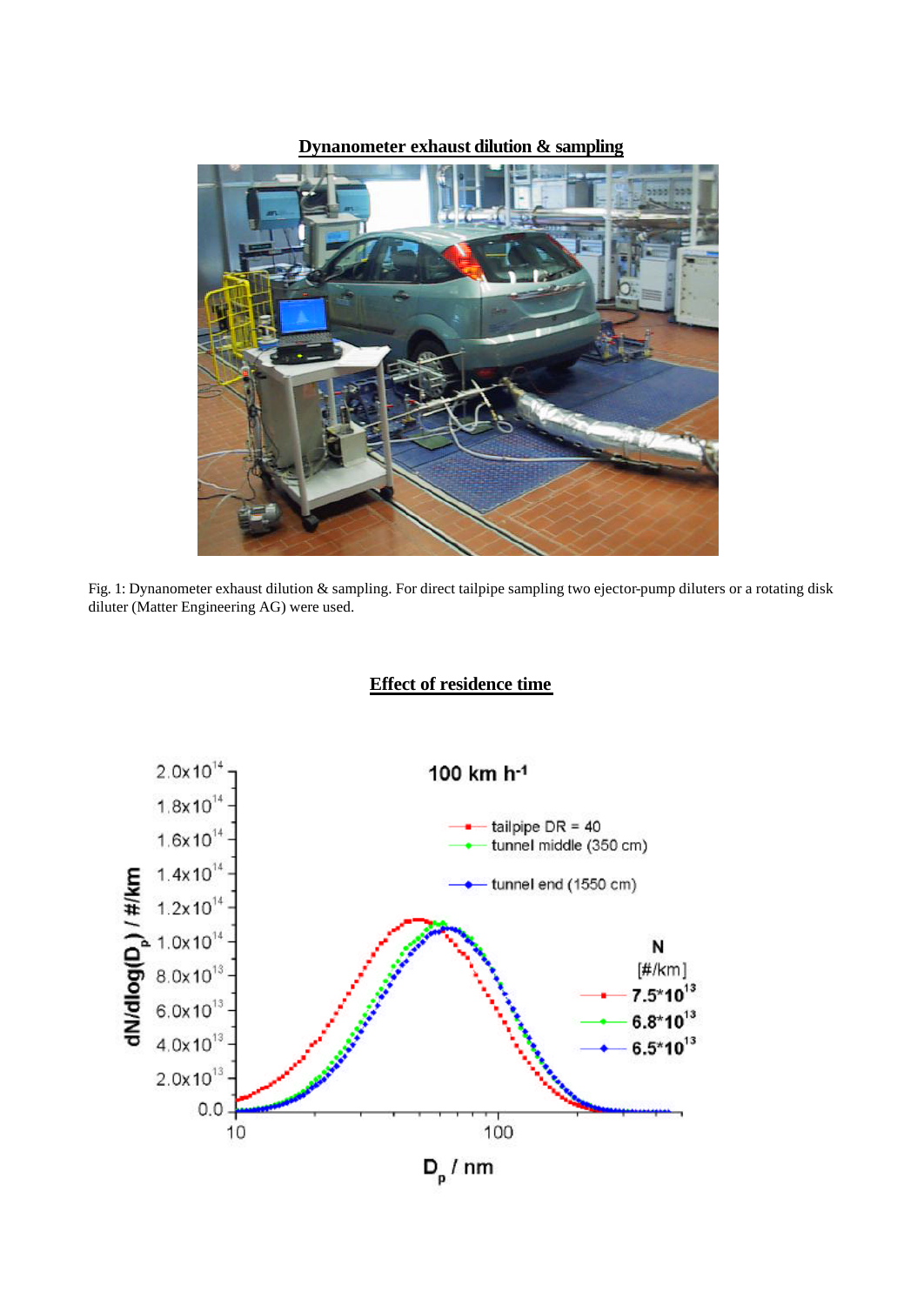## Dynanometer exhaust dilution & sampling

Fig. 1: Dynanometer exhaust dilution & sampling. For direct tailpipe sampling two ejector-pump diluters or a rotating disk diluter (Matter Engineering AG) were used.

## Effect of residence time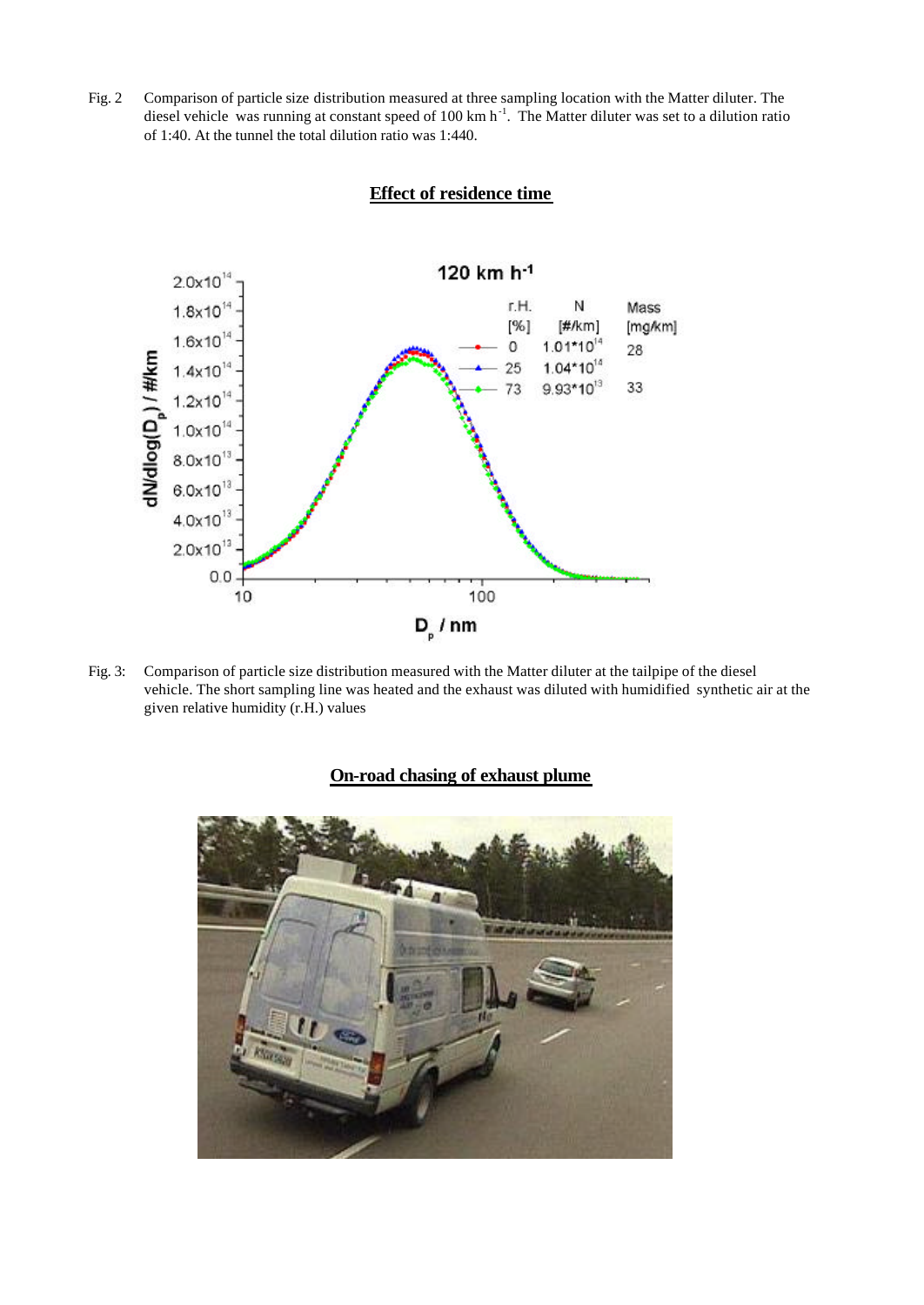Fig. 2  Comparison of particle size distribution measured at three sampling location with the Matter diluter. The diesel vehicle was running at constant speed of 100 km $h^{-1}$. The Matter diluter was set to a dilution ratio of 1:40. At the tunnel the total dilution ratio was 1:440.

## Effect of residence time

Fig. 3:  Comparison of particle size distribution measured with the Matter diluter at the tailpipe of the diesel vehicle. The short sampling line was heated and the exhaust was diluted with humidified synthetic air at the given relative humidity (r.H.) values

## On-road chasing of exhaust plume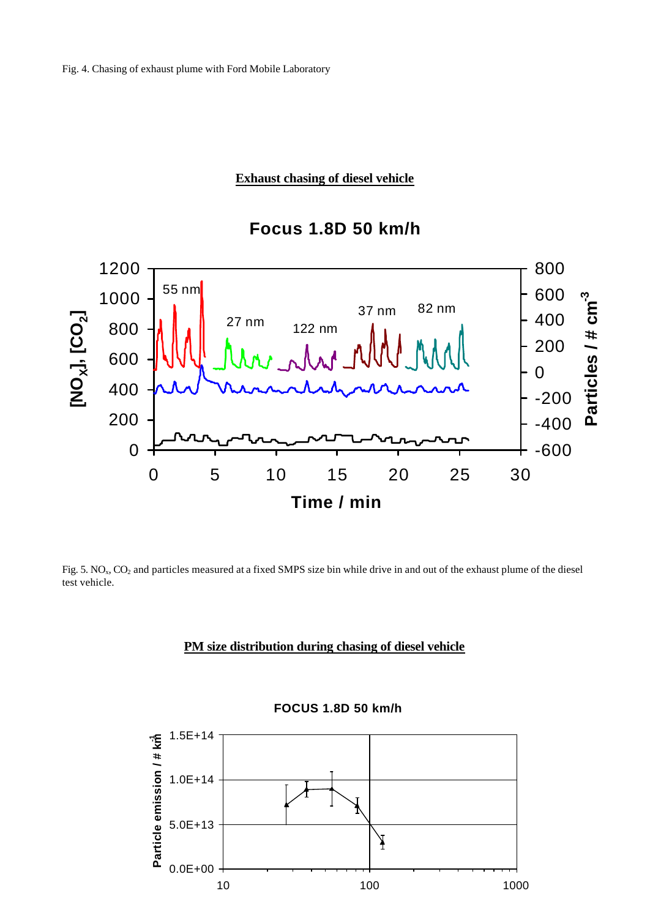Fig. 4. Chasing of exhaust plume with Ford Mobile Laboratory

**Exhaust chasing of diesel vehicle**

Fig. 5. $NO_x$, $CO_2$ and particles measured at a fixed SMPS size bin while drive in and out of the exhaust plume of the diesel test vehicle.

**PM size distribution during chasing of diesel vehicle**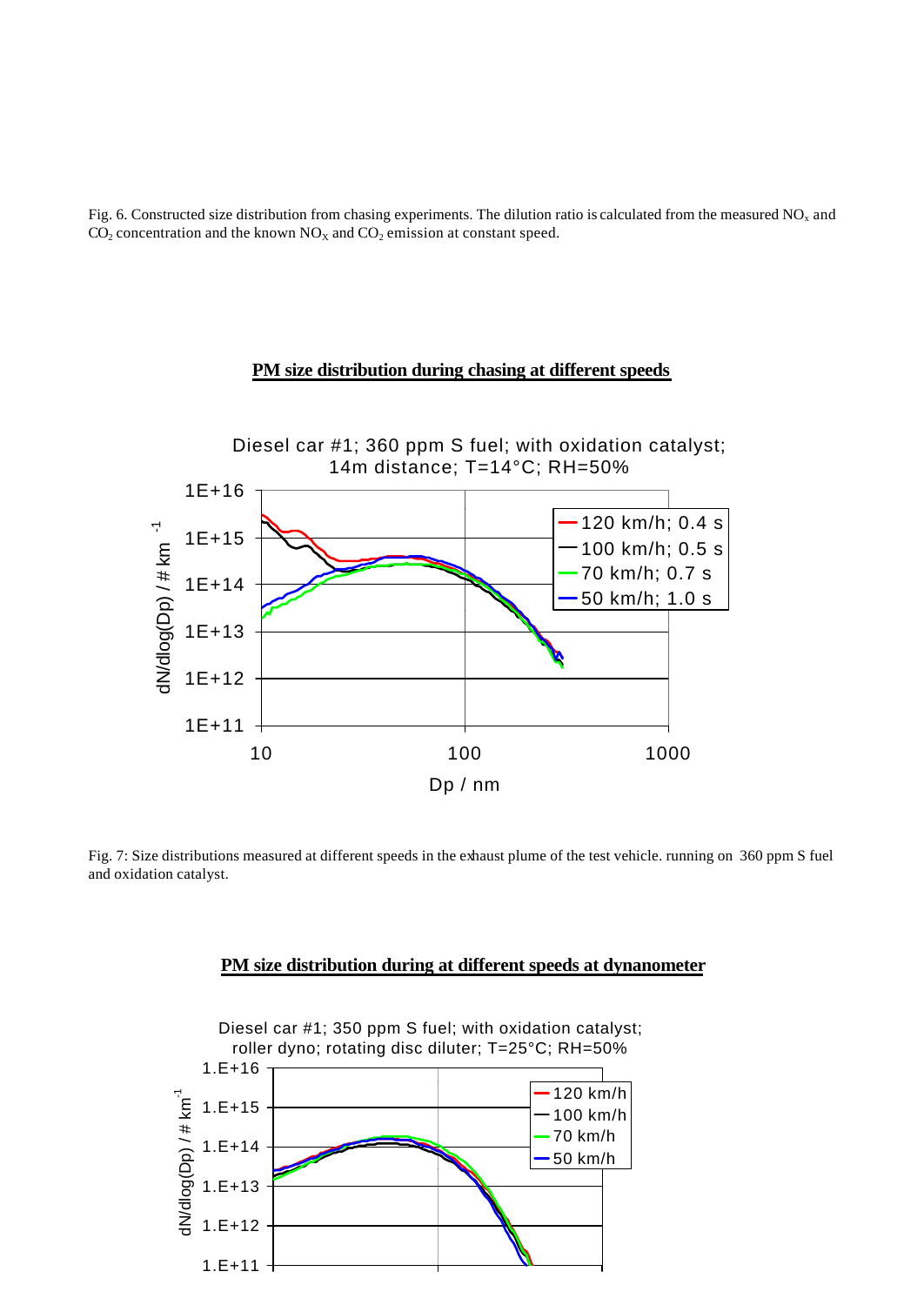Fig. 6. Constructed size distribution from chasing experiments. The dilution ratio is calculated from the measured $NO_x$ and $CO_2$ concentration and the known $NO_X$ and $CO_2$ emission at constant speed.

**PM size distribution during chasing at different speeds**

Fig. 7: Size distributions measured at different speeds in the exhaust plume of the test vehicle. running on 360 ppm S fuel and oxidation catalyst.

**PM size distribution during at different speeds at dynanometer**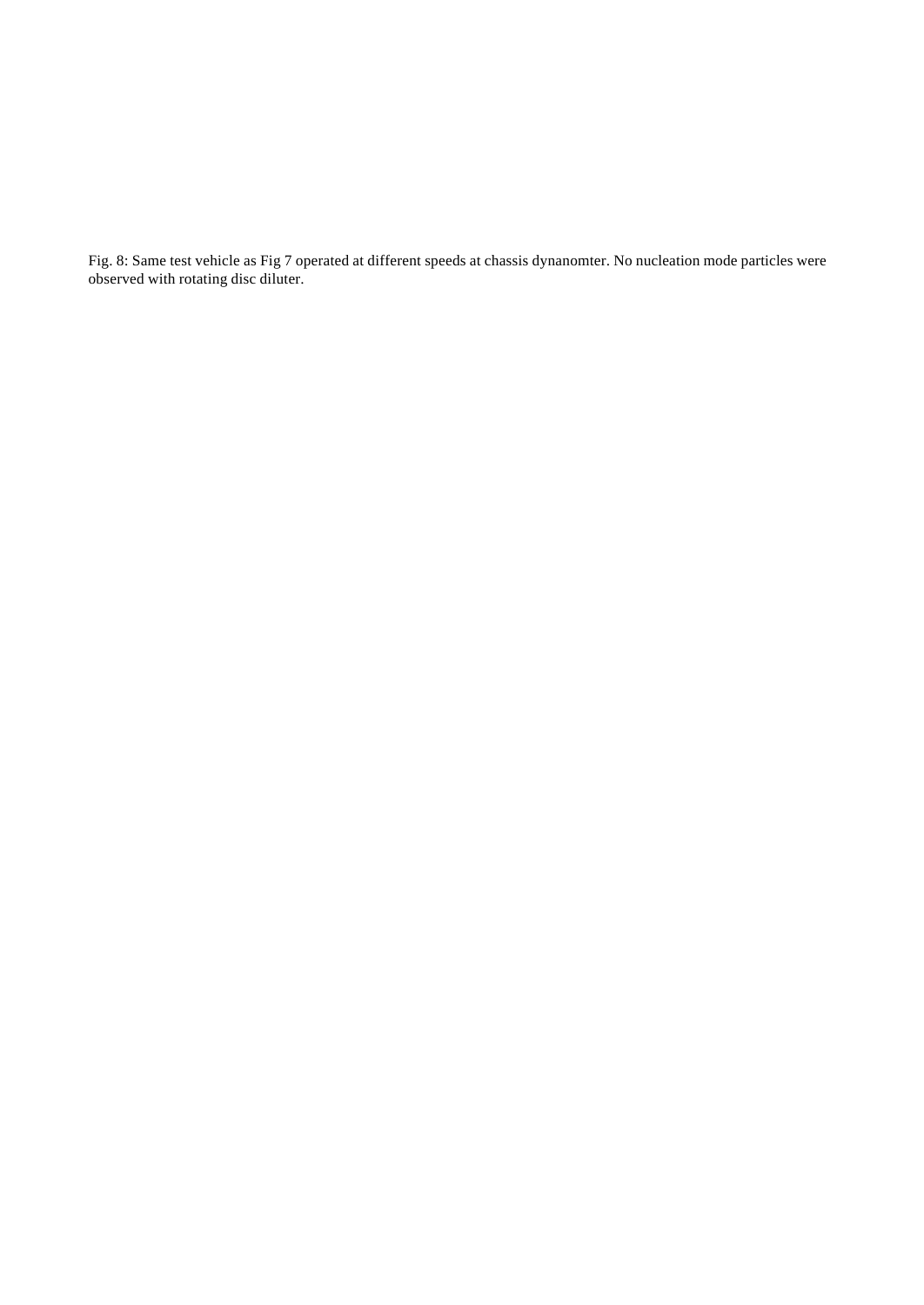Fig. 8: Same test vehicle as Fig 7 operated at different speeds at chassis dynanomter. No nucleation mode particles were observed with rotating disc diluter.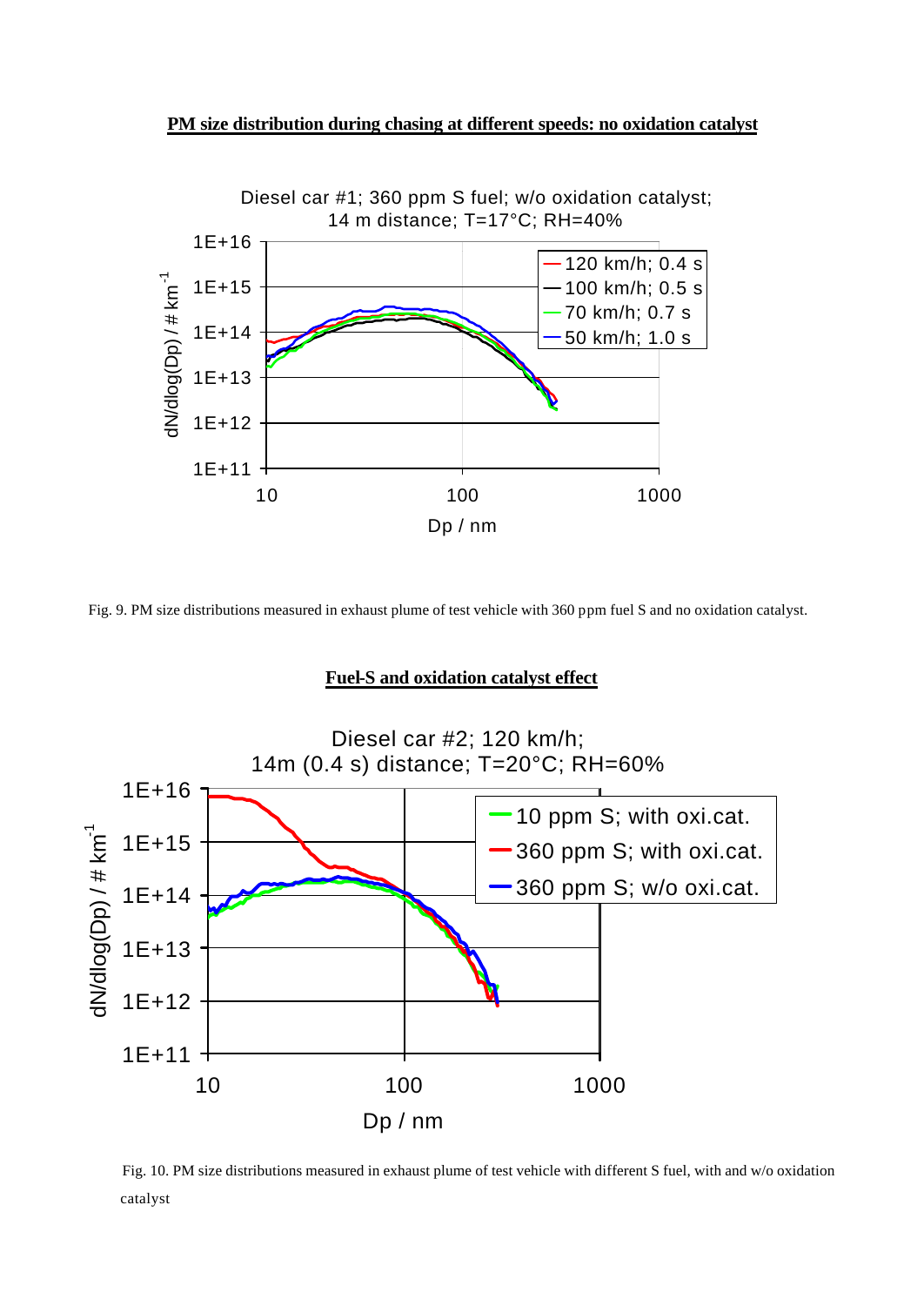**PM size distribution during chasing at different speeds: no oxidation catalyst**

Fig. 9. PM size distributions measured in exhaust plume of test vehicle with 360 ppm fuel S and no oxidation catalyst.

**Fuel-S and oxidation catalyst effect**

Fig. 10. PM size distributions measured in exhaust plume of test vehicle with different S fuel, with and w/o oxidation catalyst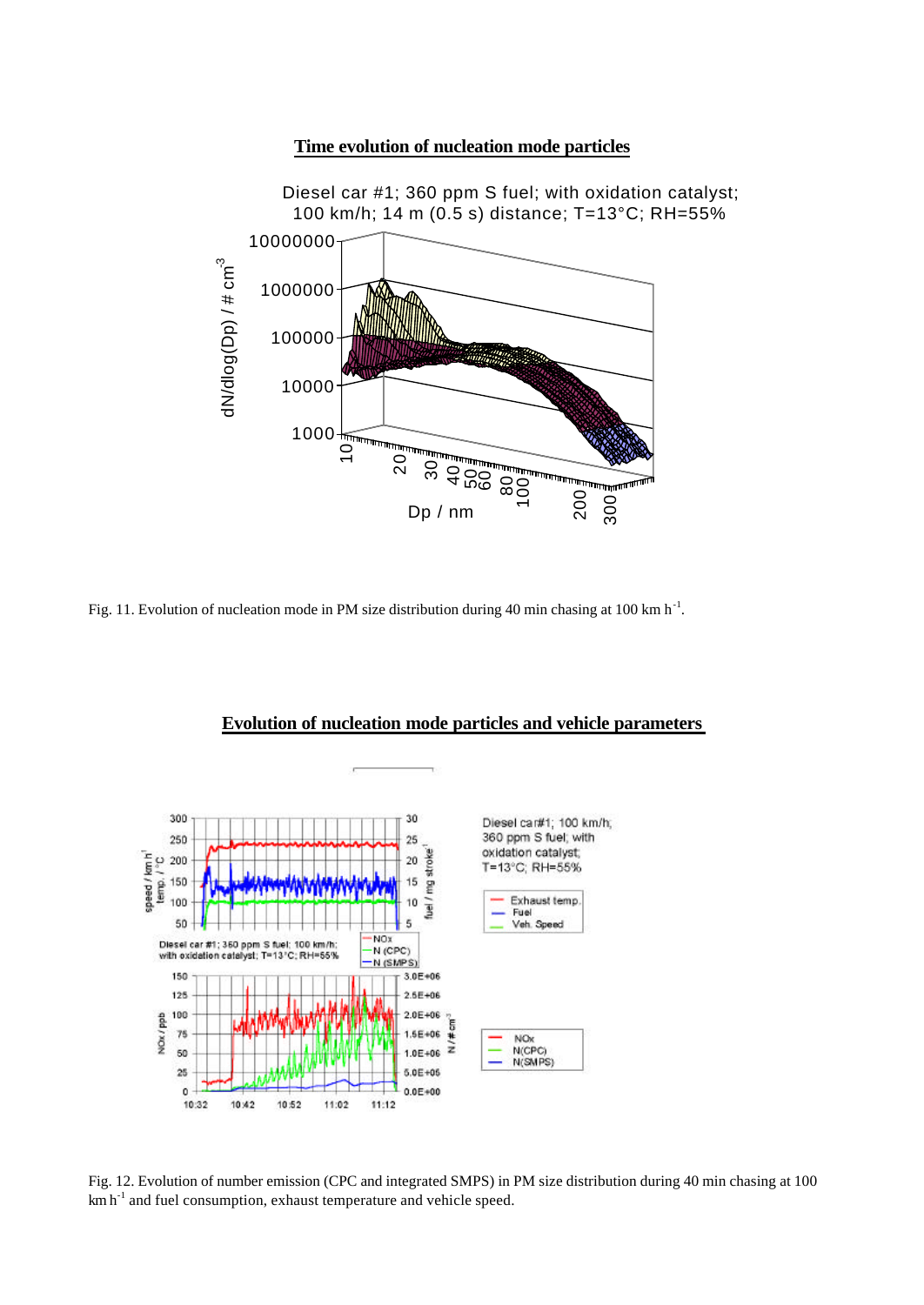**Time evolution of nucleation mode particles**

Fig. 11. Evolution of nucleation mode in PM size distribution during 40 min chasing at 100 km h$^{-1}$.

**Evolution of nucleation mode particles and vehicle parameters**

Fig. 12. Evolution of number emission (CPC and integrated SMPS) in PM size distribution during 40 min chasing at 100 km h$^{-1}$ and fuel consumption, exhaust temperature and vehicle speed.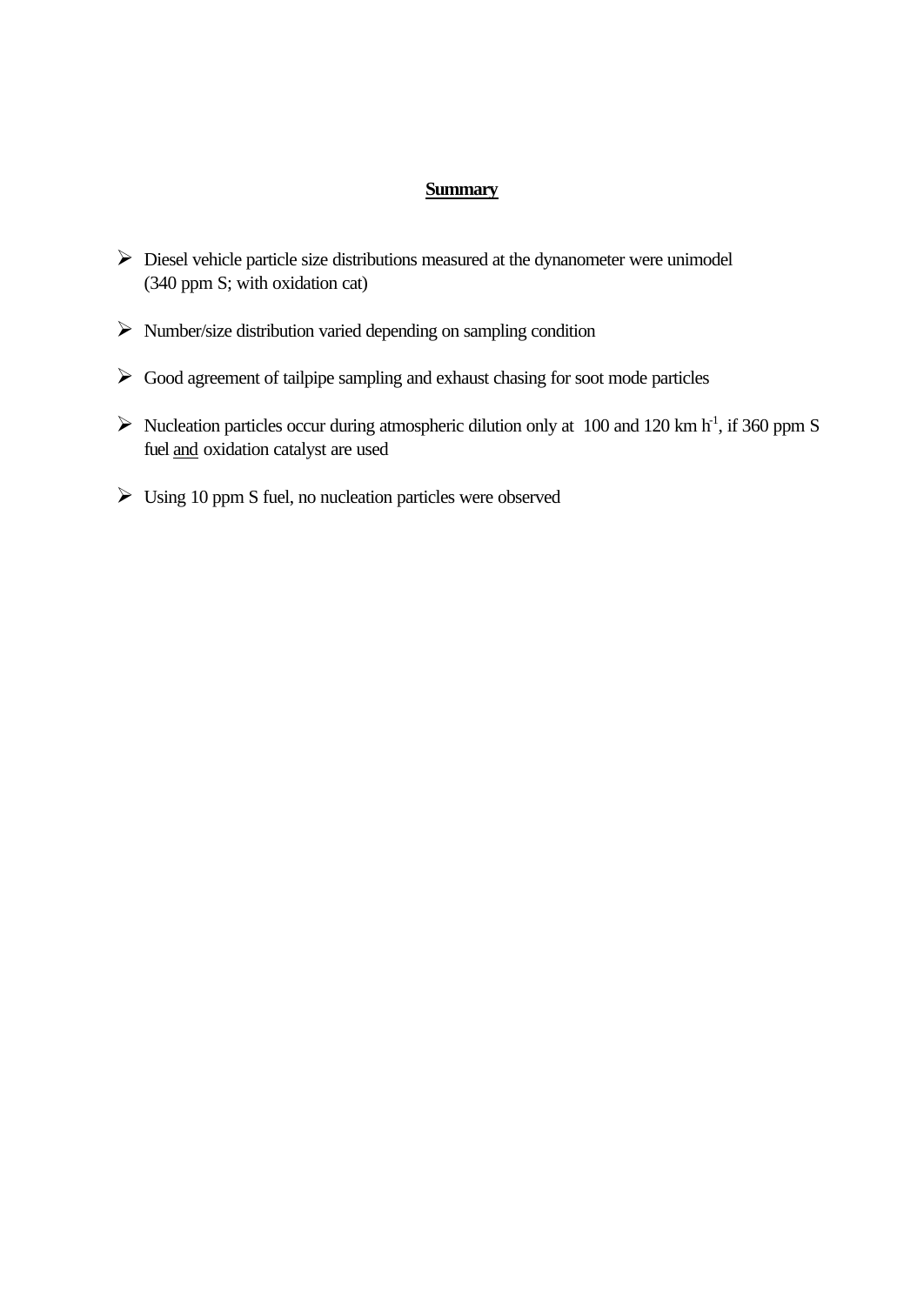## Summary

- Diesel vehicle particle size distributions measured at the dynanometer were unimodel (340 ppm S; with oxidation cat)
- Number/size distribution varied depending on sampling condition
- Good agreement of tailpipe sampling and exhaust chasing for soot mode particles
- Nucleation particles occur during atmospheric dilution only at 100 and 120 km $h^{-1}$, if 360 ppm S fuel and oxidation catalyst are used
- Using 10 ppm S fuel, no nucleation particles were observed